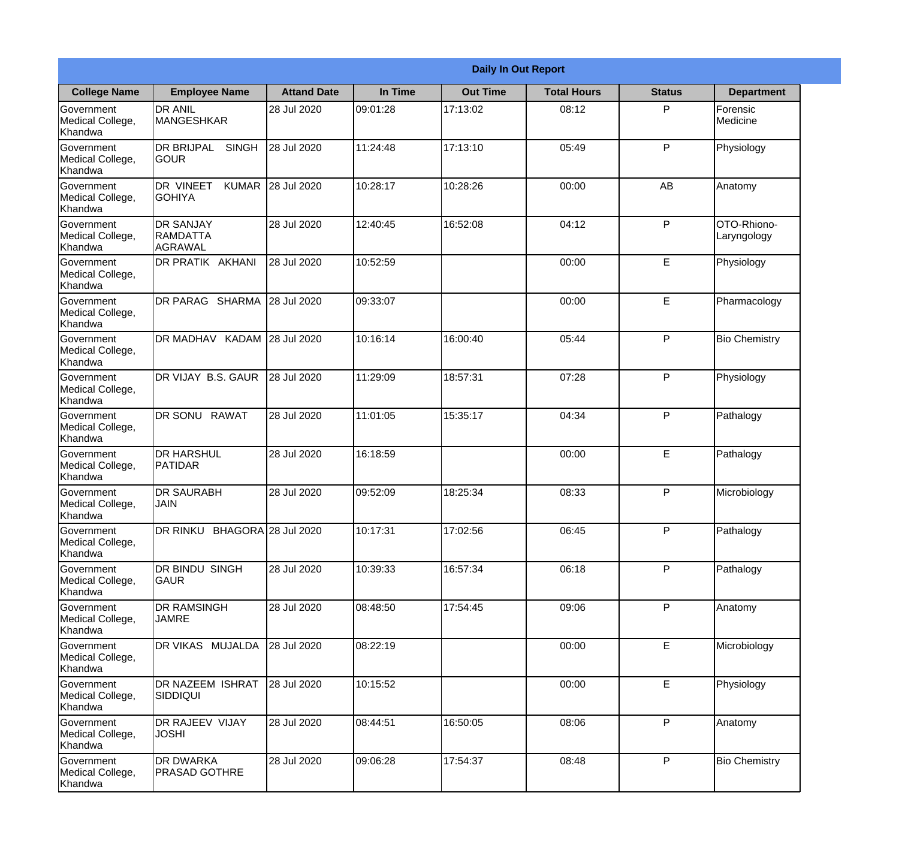| Daily In Out Report | | | | | | | |
|---|---|---|---|---|---|---|---|
| **College Name** | **Employee Name** | **Attand Date** | **In Time** | **Out Time** | **Total Hours** | **Status** | **Department** |
| Government Medical College, Khandwa | DR ANIL MANGESHKAR | 28 Jul 2020 | 09:01:28 | 17:13:02 | 08:12 | P | Forensic Medicine |
| Government Medical College, Khandwa | DR BRIJPAL SINGH GOUR | 28 Jul 2020 | 11:24:48 | 17:13:10 | 05:49 | P | Physiology |
| Government Medical College, Khandwa | DR VINEET KUMAR GOHIYA | 28 Jul 2020 | 10:28:17 | 10:28:26 | 00:00 | AB | Anatomy |
| Government Medical College, Khandwa | DR SANJAY RAMDATTA AGRAWAL | 28 Jul 2020 | 12:40:45 | 16:52:08 | 04:12 | P | OTO-Rhiono-Laryngology |
| Government Medical College, Khandwa | DR PRATIK AKHANI | 28 Jul 2020 | 10:52:59 | | 00:00 | E | Physiology |
| Government Medical College, Khandwa | DR PARAG SHARMA | 28 Jul 2020 | 09:33:07 | | 00:00 | E | Pharmacology |
| Government Medical College, Khandwa | DR MADHAV KADAM | 28 Jul 2020 | 10:16:14 | 16:00:40 | 05:44 | P | Bio Chemistry |
| Government Medical College, Khandwa | DR VIJAY B.S. GAUR | 28 Jul 2020 | 11:29:09 | 18:57:31 | 07:28 | P | Physiology |
| Government Medical College, Khandwa | DR SONU RAWAT | 28 Jul 2020 | 11:01:05 | 15:35:17 | 04:34 | P | Pathalogy |
| Government Medical College, Khandwa | DR HARSHUL PATIDAR | 28 Jul 2020 | 16:18:59 | | 00:00 | E | Pathalogy |
| Government Medical College, Khandwa | DR SAURABH JAIN | 28 Jul 2020 | 09:52:09 | 18:25:34 | 08:33 | P | Microbiology |
| Government Medical College, Khandwa | DR RINKU BHAGORA | 28 Jul 2020 | 10:17:31 | 17:02:56 | 06:45 | P | Pathalogy |
| Government Medical College, Khandwa | DR BINDU SINGH GAUR | 28 Jul 2020 | 10:39:33 | 16:57:34 | 06:18 | P | Pathalogy |
| Government Medical College, Khandwa | DR RAMSINGH JAMRE | 28 Jul 2020 | 08:48:50 | 17:54:45 | 09:06 | P | Anatomy |
| Government Medical College, Khandwa | DR VIKAS MUJALDA | 28 Jul 2020 | 08:22:19 | | 00:00 | E | Microbiology |
| Government Medical College, Khandwa | DR NAZEEM ISHRAT SIDDIQUI | 28 Jul 2020 | 10:15:52 | | 00:00 | E | Physiology |
| Government Medical College, Khandwa | DR RAJEEV VIJAY JOSHI | 28 Jul 2020 | 08:44:51 | 16:50:05 | 08:06 | P | Anatomy |
| Government Medical College, Khandwa | DR DWARKA PRASAD GOTHRE | 28 Jul 2020 | 09:06:28 | 17:54:37 | 08:48 | P | Bio Chemistry |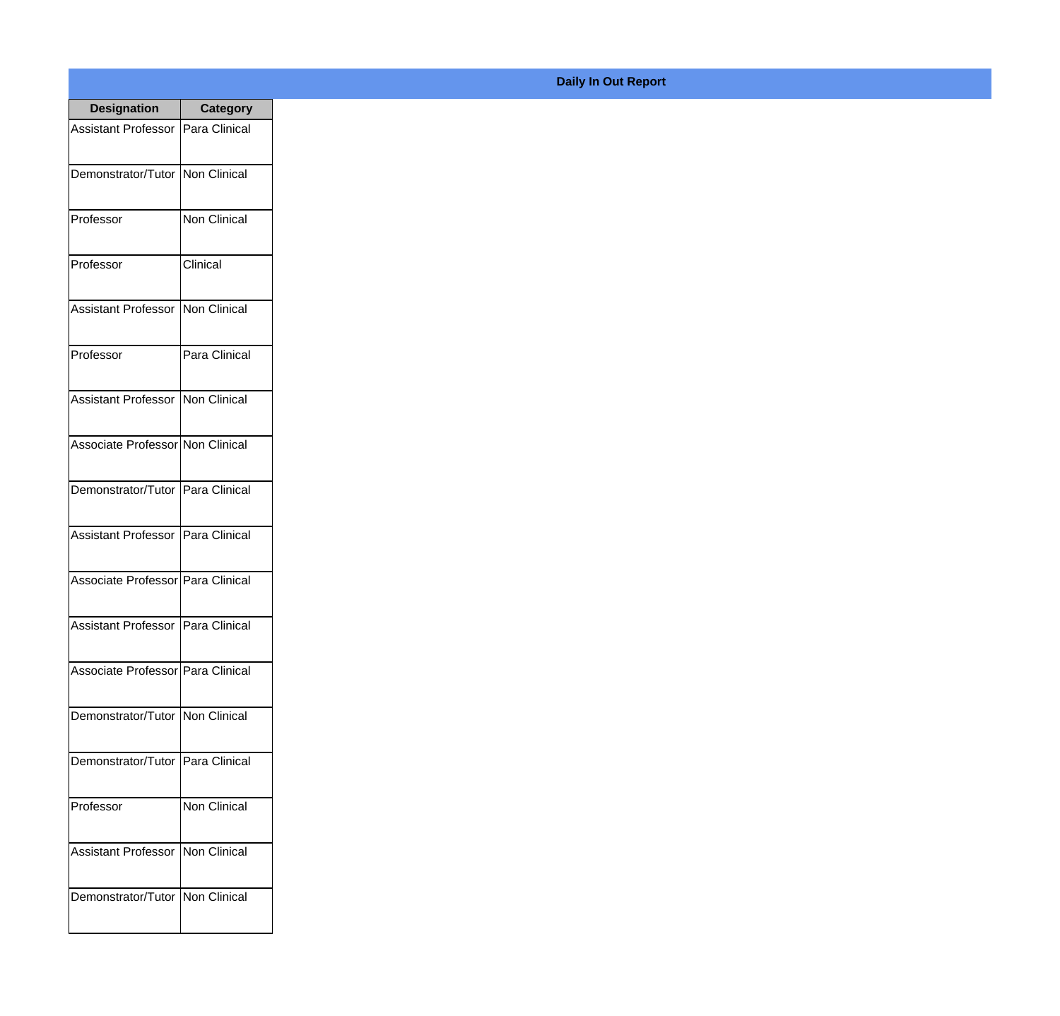**Daily In Out Report**

| Designation | Category |
| --- | --- |
| Assistant Professor | Para Clinical |
| Demonstrator/Tutor | Non Clinical |
| Professor | Non Clinical |
| Professor | Clinical |
| Assistant Professor | Non Clinical |
| Professor | Para Clinical |
| Assistant Professor | Non Clinical |
| Associate Professor | Non Clinical |
| Demonstrator/Tutor | Para Clinical |
| Assistant Professor | Para Clinical |
| Associate Professor | Para Clinical |
| Assistant Professor | Para Clinical |
| Associate Professor | Para Clinical |
| Demonstrator/Tutor | Non Clinical |
| Demonstrator/Tutor | Para Clinical |
| Professor | Non Clinical |
| Assistant Professor | Non Clinical |
| Demonstrator/Tutor | Non Clinical |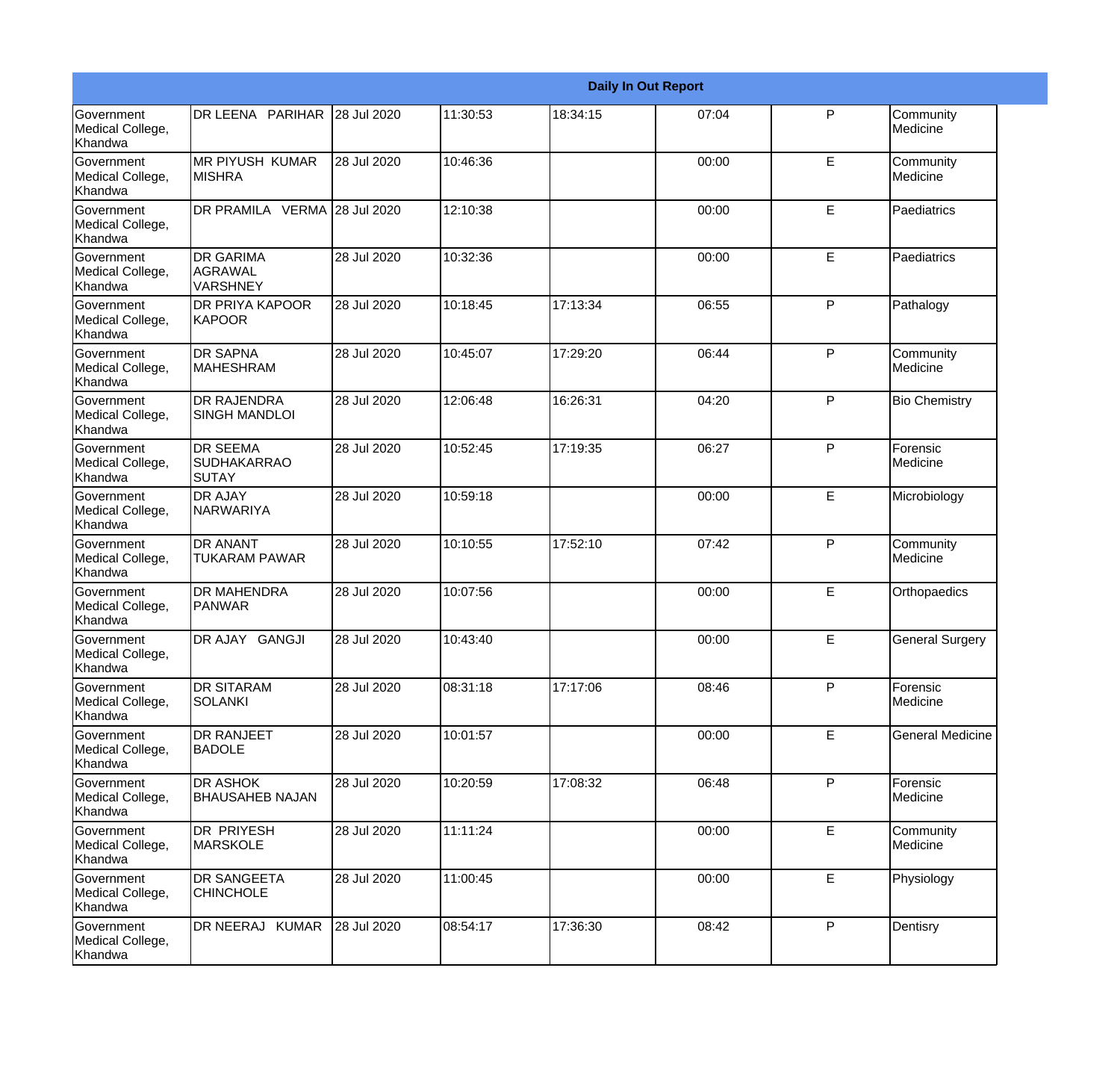| Daily In Out Report | | | | | | | |
|---|---|---|---|---|---|---|---|
| Government Medical College, Khandwa | DR LEENA PARIHAR | 28 Jul 2020 | 11:30:53 | 18:34:15 | 07:04 | P | Community Medicine |
| Government Medical College, Khandwa | MR PIYUSH KUMAR MISHRA | 28 Jul 2020 | 10:46:36 | | 00:00 | E | Community Medicine |
| Government Medical College, Khandwa | DR PRAMILA VERMA | 28 Jul 2020 | 12:10:38 | | 00:00 | E | Paediatrics |
| Government Medical College, Khandwa | DR GARIMA AGRAWAL VARSHNEY | 28 Jul 2020 | 10:32:36 | | 00:00 | E | Paediatrics |
| Government Medical College, Khandwa | DR PRIYA KAPOOR KAPOOR | 28 Jul 2020 | 10:18:45 | 17:13:34 | 06:55 | P | Pathalogy |
| Government Medical College, Khandwa | DR SAPNA MAHESHRAM | 28 Jul 2020 | 10:45:07 | 17:29:20 | 06:44 | P | Community Medicine |
| Government Medical College, Khandwa | DR RAJENDRA SINGH MANDLOI | 28 Jul 2020 | 12:06:48 | 16:26:31 | 04:20 | P | Bio Chemistry |
| Government Medical College, Khandwa | DR SEEMA SUDHAKARRAO SUTAY | 28 Jul 2020 | 10:52:45 | 17:19:35 | 06:27 | P | Forensic Medicine |
| Government Medical College, Khandwa | DR AJAY NARWARIYA | 28 Jul 2020 | 10:59:18 | | 00:00 | E | Microbiology |
| Government Medical College, Khandwa | DR ANANT TUKARAM PAWAR | 28 Jul 2020 | 10:10:55 | 17:52:10 | 07:42 | P | Community Medicine |
| Government Medical College, Khandwa | DR MAHENDRA PANWAR | 28 Jul 2020 | 10:07:56 | | 00:00 | E | Orthopaedics |
| Government Medical College, Khandwa | DR AJAY GANGJI | 28 Jul 2020 | 10:43:40 | | 00:00 | E | General Surgery |
| Government Medical College, Khandwa | DR SITARAM SOLANKI | 28 Jul 2020 | 08:31:18 | 17:17:06 | 08:46 | P | Forensic Medicine |
| Government Medical College, Khandwa | DR RANJEET BADOLE | 28 Jul 2020 | 10:01:57 | | 00:00 | E | General Medicine |
| Government Medical College, Khandwa | DR ASHOK BHAUSAHEB NAJAN | 28 Jul 2020 | 10:20:59 | 17:08:32 | 06:48 | P | Forensic Medicine |
| Government Medical College, Khandwa | DR PRIYESH MARSKOLE | 28 Jul 2020 | 11:11:24 | | 00:00 | E | Community Medicine |
| Government Medical College, Khandwa | DR SANGEETA CHINCHOLE | 28 Jul 2020 | 11:00:45 | | 00:00 | E | Physiology |
| Government Medical College, Khandwa | DR NEERAJ KUMAR | 28 Jul 2020 | 08:54:17 | 17:36:30 | 08:42 | P | Dentisry |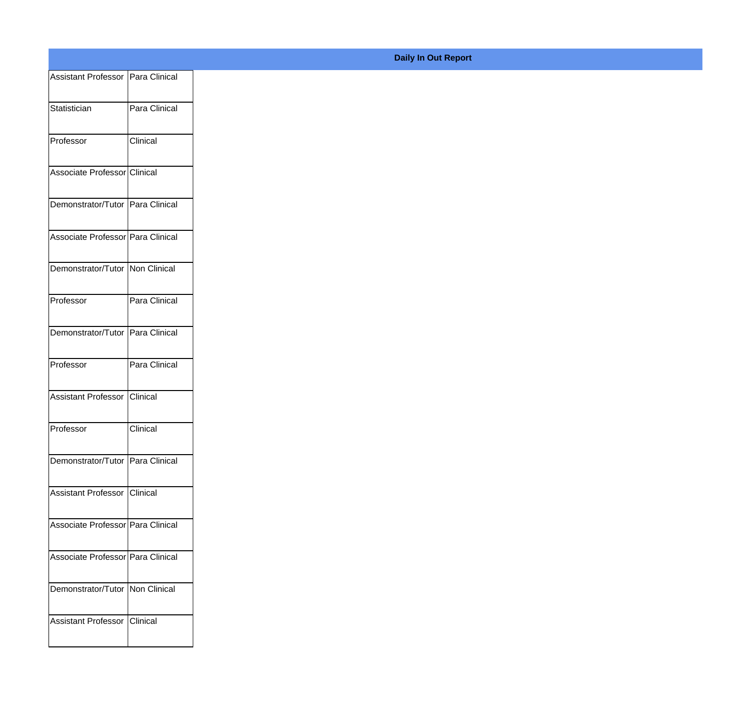**Daily In Out Report**

| | |
|---|---|
| Assistant Professor | Para Clinical |
| Statistician | Para Clinical |
| Professor | Clinical |
| Associate Professor | Clinical |
| Demonstrator/Tutor | Para Clinical |
| Associate Professor | Para Clinical |
| Demonstrator/Tutor | Non Clinical |
| Professor | Para Clinical |
| Demonstrator/Tutor | Para Clinical |
| Professor | Para Clinical |
| Assistant Professor | Clinical |
| Professor | Clinical |
| Demonstrator/Tutor | Para Clinical |
| Assistant Professor | Clinical |
| Associate Professor | Para Clinical |
| Associate Professor | Para Clinical |
| Demonstrator/Tutor | Non Clinical |
| Assistant Professor | Clinical |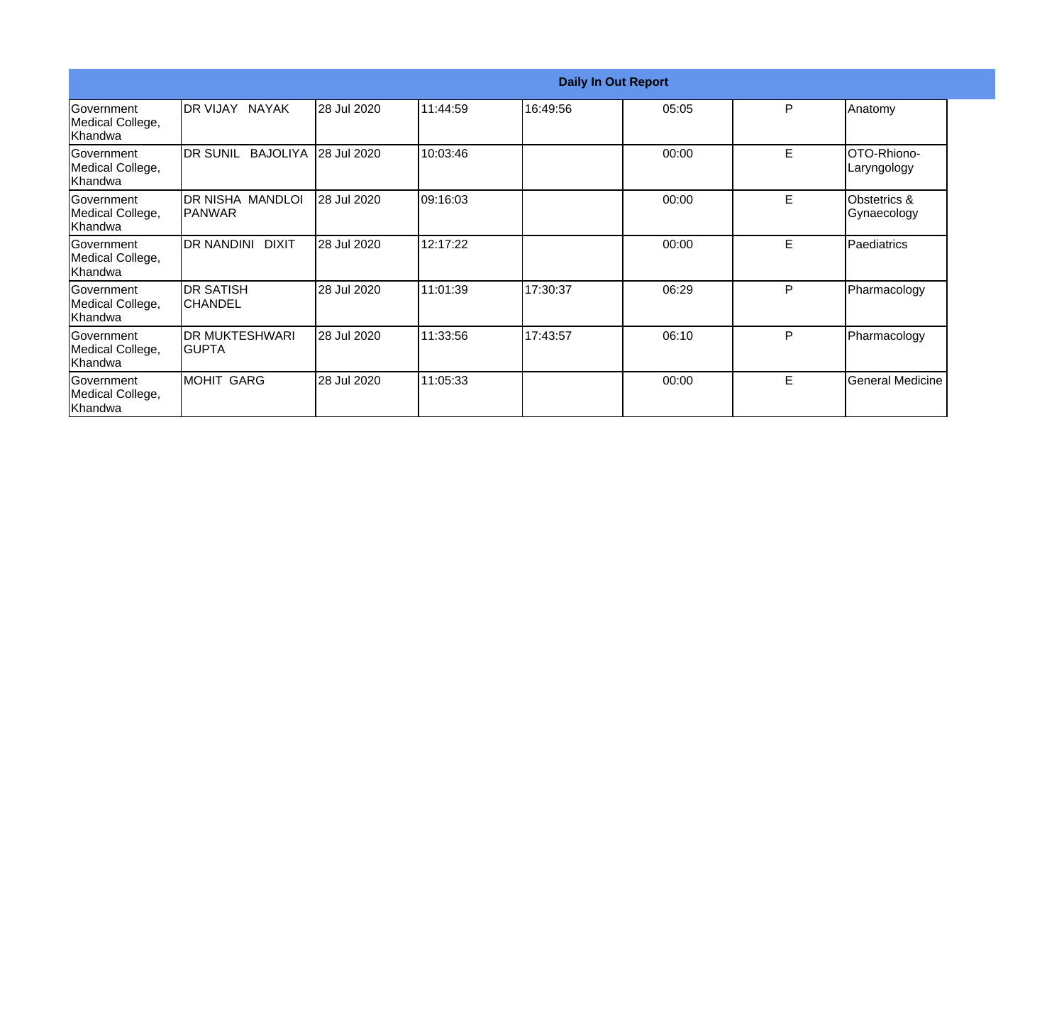| Daily In Out Report | | | | | | | |
|---|---|---|---|---|---|---|---|
| Government Medical College, Khandwa | DR VIJAY NAYAK | 28 Jul 2020 | 11:44:59 | 16:49:56 | 05:05 | P | Anatomy |
| Government Medical College, Khandwa | DR SUNIL BAJOLIYA | 28 Jul 2020 | 10:03:46 | | 00:00 | E | OTO-Rhiono-Laryngology |
| Government Medical College, Khandwa | DR NISHA MANDLOI PANWAR | 28 Jul 2020 | 09:16:03 | | 00:00 | E | Obstetrics & Gynaecology |
| Government Medical College, Khandwa | DR NANDINI DIXIT | 28 Jul 2020 | 12:17:22 | | 00:00 | E | Paediatrics |
| Government Medical College, Khandwa | DR SATISH CHANDEL | 28 Jul 2020 | 11:01:39 | 17:30:37 | 06:29 | P | Pharmacology |
| Government Medical College, Khandwa | DR MUKTESHWARI GUPTA | 28 Jul 2020 | 11:33:56 | 17:43:57 | 06:10 | P | Pharmacology |
| Government Medical College, Khandwa | MOHIT GARG | 28 Jul 2020 | 11:05:33 | | 00:00 | E | General Medicine |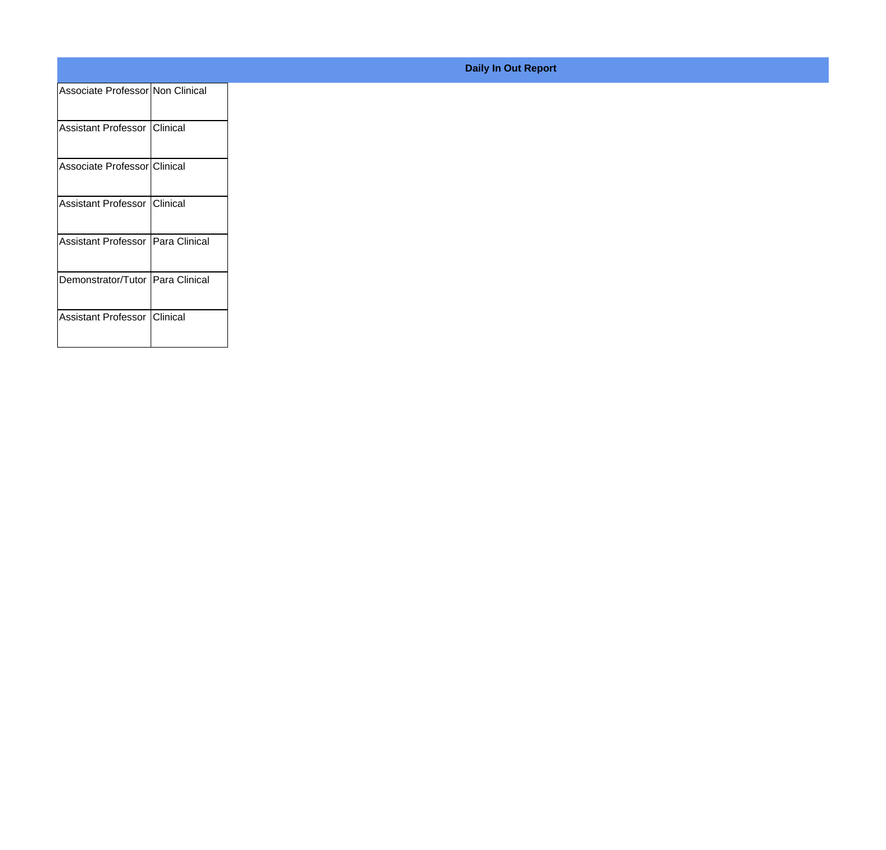**Daily In Out Report**

| | |
|---|---|
| Associate Professor | Non Clinical |
| Assistant Professor | Clinical |
| Associate Professor | Clinical |
| Assistant Professor | Clinical |
| Assistant Professor | Para Clinical |
| Demonstrator/Tutor | Para Clinical |
| Assistant Professor | Clinical |